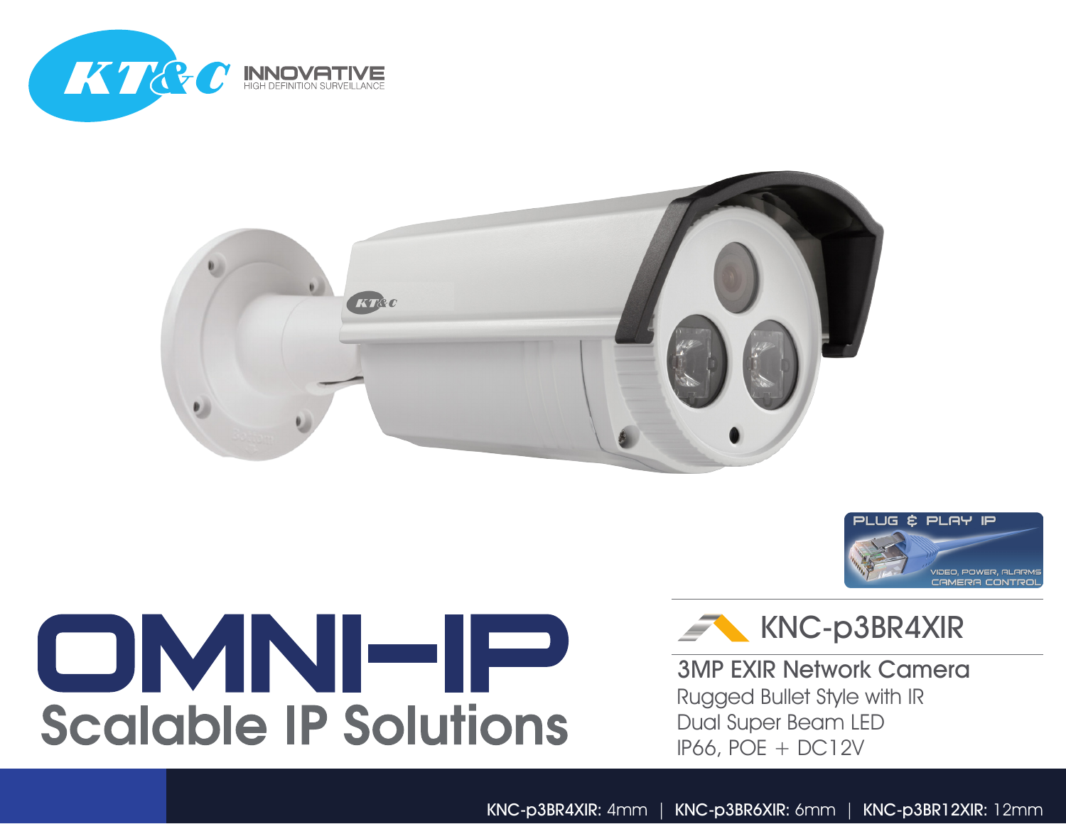KT&C INNOVATIVE
HIGH DEFINITION SURVEILLANCE

PLUG & PLAY IP
VIDEO, POWER, ALARMS
CAMERA CONTROL

# OMNI-IP

## Scalable IP Solutions

## KNC-p3BR4XIR

**3MP EXIR Network Camera**

Rugged Bullet Style with IR
Dual Super Beam LED
IP66, POE + DC12V

**KNC-p3BR4XIR:** 4mm | **KNC-p3BR6XIR:** 6mm | **KNC-p3BR12XIR:** 12mm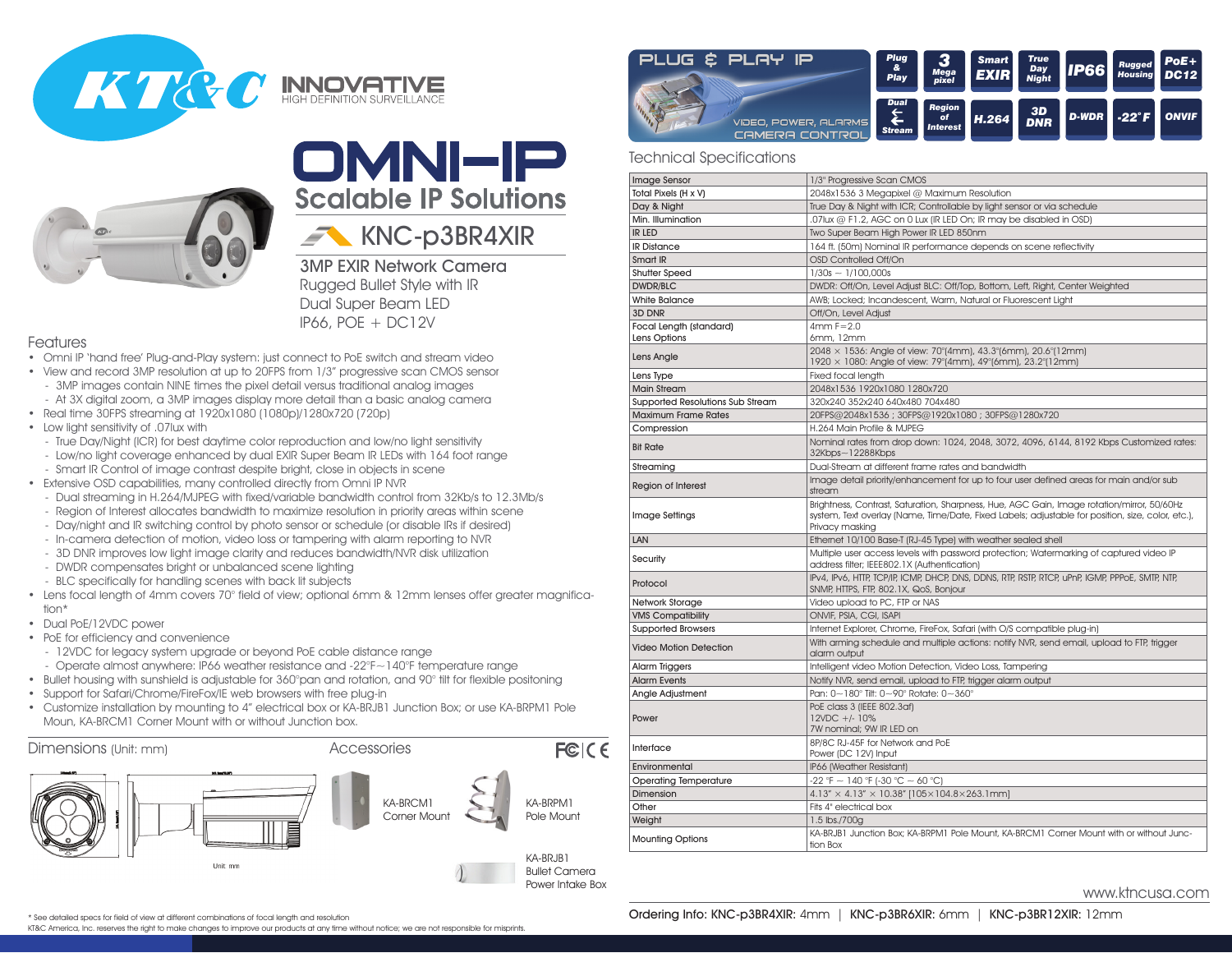# KT&C INNOVATIVE HIGH DEFINITION SURVEILLANCE

# OMNI-IP

## Scalable IP Solutions

## KNC-p3BR4XIR

**3MP EXIR Network Camera**
Rugged Bullet Style with IR
Dual Super Beam LED
IP66, POE + DC12V

### Features

- Omni IP 'hand free' Plug-and-Play system: just connect to PoE switch and stream video
- View and record 3MP resolution at up to 20FPS from 1/3" progressive scan CMOS sensor
  - 3MP images contain NINE times the pixel detail versus traditional analog images
  - At 3X digital zoom, a 3MP images display more detail than a basic analog camera
- Real time 30FPS streaming at 1920x1080 (1080p)/1280x720 (720p)
- Low light sensitivity of .07lux with
  - True Day/Night (ICR) for best daytime color reproduction and low/no light sensitivity
  - Low/no light coverage enhanced by dual EXIR Super Beam IR LEDs with 164 foot range
  - Smart IR Control of image contrast despite bright, close in objects in scene
- Extensive OSD capabilities, many controlled directly from Omni IP NVR
  - Dual streaming in H.264/MJPEG with fixed/variable bandwidth control from 32Kb/s to 12.3Mb/s
  - Region of Interest allocates bandwidth to maximize resolution in priority areas within scene
  - Day/night and IR switching control by photo sensor or schedule (or disable IRs if desired)
  - In-camera detection of motion, video loss or tampering with alarm reporting to NVR
  - 3D DNR improves low light image clarity and reduces bandwidth/NVR disk utilization
  - DWDR compensates bright or unbalanced scene lighting
  - BLC specifically for handling scenes with back lit subjects
- Lens focal length of 4mm covers 70° field of view; optional 6mm & 12mm lenses offer greater magnification*
- Dual PoE/12VDC power
- PoE for efficiency and convenience
  - 12VDC for legacy system upgrade or beyond PoE cable distance range
  - Operate almost anywhere: IP66 weather resistance and -22°F~140°F temperature range
- Bullet housing with sunshield is adjustable for 360°pan and rotation, and 90° tilt for flexible positoning
- Support for Safari/Chrome/FireFox/IE web browsers with free plug-in
- Customize installation by mounting to 4" electrical box or KA-BRJB1 Junction Box; or use KA-BRPM1 Pole Moun, KA-BRCM1 Corner Mount with or without Junction box.

### Dimensions (Unit: mm)

Unit: mm

### Accessories

KA-BRCM1
Corner Mount

KA-BRPM1
Pole Mount

KA-BRJB1
Bullet Camera
Power Intake Box

FC CE

\* See detailed specs for field of view at different combinations of focal length and resolution
KT&C America, Inc. reserves the right to make changes to improve our products at any time without notice; we are not responsible for misprints.

PLUG & PLAY IP
VIDEO, POWER, ALARMS
CAMERA CONTROL

Plug & Play | 3 Mega pixel | Smart EXIR | True Day Night | IP66 | Rugged Housing | PoE+ DC12 | Dual Stream | Region of Interest | H.264 | 3D DNR | D-WDR | -22°F | ONVIF

### Technical Specifications

| | |
|---|---|
| Image Sensor | 1/3" Progressive Scan CMOS |
| Total Pixels (H x V) | 2048x1536 3 Megapixel @ Maximum Resolution |
| Day & Night | True Day & Night with ICR; Controllable by light sensor or via schedule |
| Min. Illumination | .07lux @ F1.2, AGC on 0 Lux (IR LED On; IR may be disabled in OSD) |
| IR LED | Two Super Beam High Power IR LED 850nm |
| IR Distance | 164 ft. (50m) Nominal IR performance depends on scene reflectivity |
| Smart IR | OSD Controlled Off/On |
| Shutter Speed | 1/30s ~ 1/100,000s |
| DWDR/BLC | DWDR: Off/On, Level Adjust BLC: Off/Top, Bottom, Left, Right, Center Weighted |
| White Balance | AWB; Locked; Incandescent, Warm, Natural or Fluorescent Light |
| 3D DNR | Off/On, Level Adjust |
| Focal Length (standard)<br>Lens Options | 4mm F=2.0<br>6mm, 12mm |
| Lens Angle | 2048 × 1536: Angle of view: 70°(4mm), 43.3°(6mm), 20.6°(12mm)<br>1920 × 1080: Angle of view: 79°(4mm), 49°(6mm), 23.2°(12mm) |
| Lens Type | Fixed focal length |
| Main Stream | 2048x1536 1920x1080 1280x720 |
| Supported Resolutions Sub Stream | 320x240 352x240 640x480 704x480 |
| Maximum Frame Rates | 20FPS@2048x1536 ; 30FPS@1920x1080 ; 30FPS@1280x720 |
| Compression | H.264 Main Profile & MJPEG |
| Bit Rate | Nominal rates from drop down: 1024, 2048, 3072, 4096, 6144, 8192 Kbps Customized rates: 32Kbps~12288Kbps |
| Streaming | Dual-Stream at different frame rates and bandwidth |
| Region of Interest | Image detail priority/enhancement for up to four user defined areas for main and/or sub stream |
| Image Settings | Brightness, Contrast, Saturation, Sharpness, Hue, AGC Gain, Image rotation/mirror, 50/60Hz system, Text overlay (Name, Time/Date, Fixed Labels; adjustable for position, size, color, etc.), Privacy masking |
| LAN | Ethernet 10/100 Base-T (RJ-45 Type) with weather sealed shell |
| Security | Multiple user access levels with password protection; Watermarking of captured video IP address filter; IEEE802.1X (Authentication) |
| Protocol | IPv4, IPv6, HTTP, TCP/IP, ICMP, DHCP, DNS, DDNS, RTP, RSTP, RTCP, uPnP, IGMP, PPPoE, SMTP, NTP, SNMP, HTTPS, FTP, 802.1X, QoS, Bonjour |
| Network Storage | Video upload to PC, FTP or NAS |
| VMS Compatibility | ONVIF, PSIA, CGI, ISAPI |
| Supported Browsers | Internet Explorer, Chrome, FireFox, Safari (with O/S compatible plug-in) |
| Video Motion Detection | With arming schedule and multiple actions: notify NVR, send email, upload to FTP, trigger alarm output |
| Alarm Triggers | Intelligent video Motion Detection, Video Loss, Tampering |
| Alarm Events | Notify NVR, send email, upload to FTP, trigger alarm output |
| Angle Adjustment | Pan: 0~180° Tilt: 0~90° Rotate: 0~360° |
| Power | PoE class 3 (IEEE 802.3af)<br>12VDC +/- 10%<br>7W nominal; 9W IR LED on |
| Interface | 8P/8C RJ-45F for Network and PoE<br>Power (DC 12V) Input |
| Environmental | IP66 (Weather Resistant) |
| Operating Temperature | -22 °F ~ 140 °F (-30 °C ~ 60 °C) |
| Dimension | 4.13" × 4.13" × 10.38" [105×104.8×263.1mm] |
| Other | Fits 4" electrical box |
| Weight | 1.5 lbs./700g |
| Mounting Options | KA-BRJB1 Junction Box; KA-BRPM1 Pole Mount, KA-BRCM1 Corner Mount with or without Junction Box |

www.ktncusa.com

Ordering Info: **KNC-p3BR4XIR:** 4mm | **KNC-p3BR6XIR:** 6mm | **KNC-p3BR12XIR:** 12mm